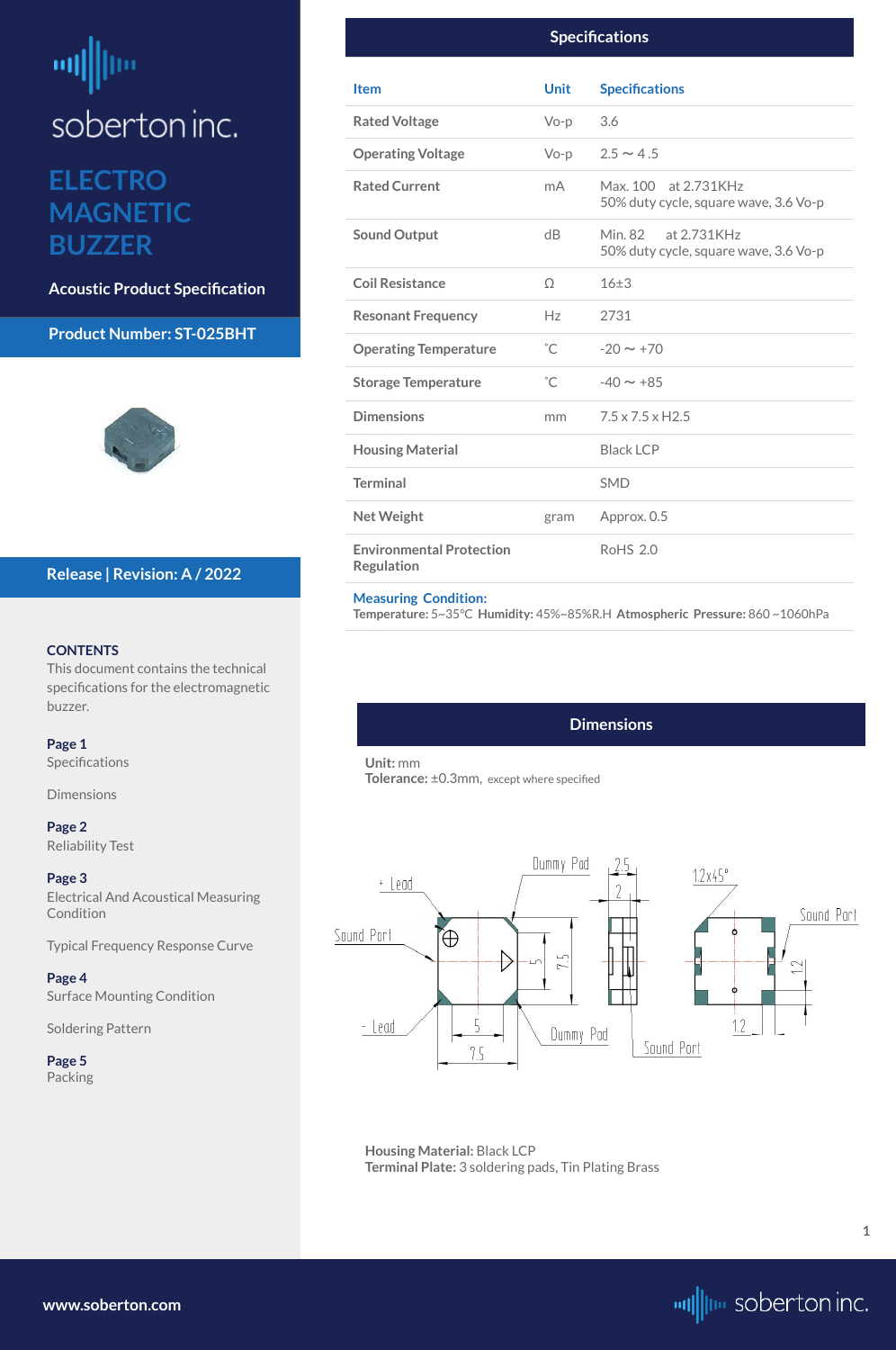soberton inc.

# ELECTRO MAGNETIC BUZZER

**Acoustic Product Specification**

**Product Number: ST-025BHT**

**Release | Revision: A / 2022**

**CONTENTS**

This document contains the technical specifications for the electromagnetic buzzer.

**Page 1**
Specifications

Dimensions

**Page 2**
Reliability Test

**Page 3**
Electrical And Acoustical Measuring Condition

Typical Frequency Response Curve

**Page 4**
Surface Mounting Condition

Soldering Pattern

**Page 5**
Packing

## Specifications

| Item | Unit | Specifications |
|---|---|---|
| Rated Voltage | Vo-p | 3.6 |
| Operating Voltage | Vo-p | 2.5 ~ 4 .5 |
| Rated Current | mA | Max. 100 at 2.731KHz<br>50% duty cycle, square wave, 3.6 Vo-p |
| Sound Output | dB | Min. 82 at 2.731KHz<br>50% duty cycle, square wave, 3.6 Vo-p |
| Coil Resistance | Ω | 16±3 |
| Resonant Frequency | Hz | 2731 |
| Operating Temperature | ˚C | -20 ~ +70 |
| Storage Temperature | ˚C | -40 ~ +85 |
| Dimensions | mm | 7.5 x 7.5 x H2.5 |
| Housing Material | | Black LCP |
| Terminal | | SMD |
| Net Weight | gram | Approx. 0.5 |
| Environmental Protection Regulation | | RoHS 2.0 |

**Measuring Condition:**
**Temperature:** 5~35℃ **Humidity:** 45%~85%R.H **Atmospheric Pressure:** 860 ~1060hPa

## Dimensions

**Unit:** mm
**Tolerance:** ±0.3mm, except where specified

**Housing Material:** Black LCP
**Terminal Plate:** 3 soldering pads, Tin Plating Brass

www.soberton.com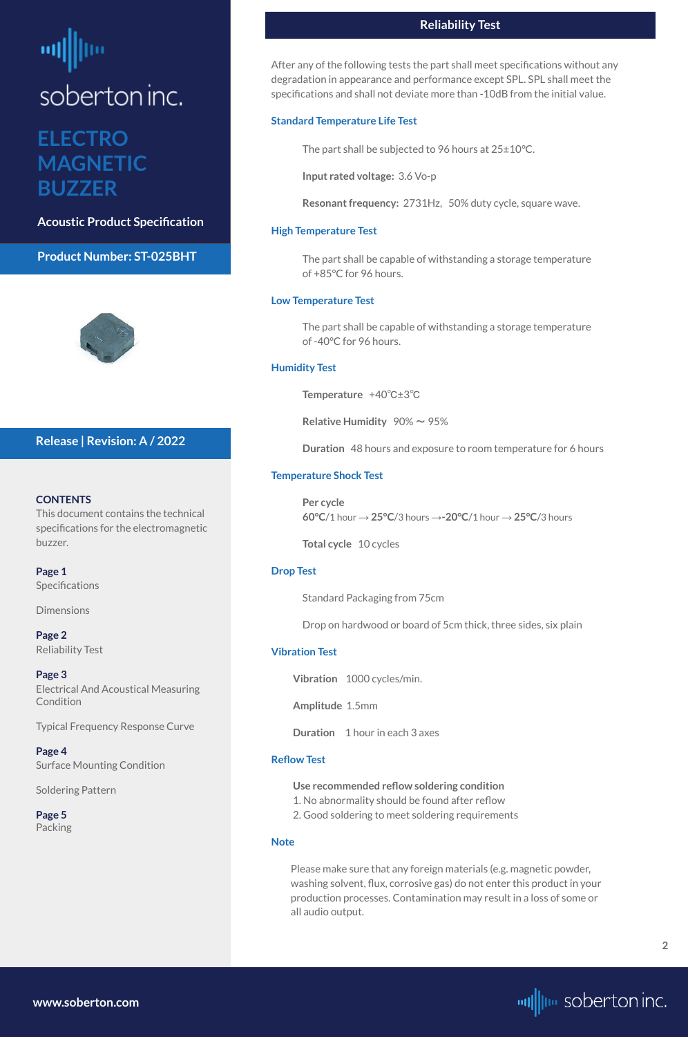soberton inc.

# ELECTRO MAGNETIC BUZZER

**Acoustic Product Specification**

**Product Number: ST-025BHT**

**Release | Revision: A / 2022**

**CONTENTS**
This document contains the technical specifications for the electromagnetic buzzer.

**Page 1**
Specifications

Dimensions

**Page 2**
Reliability Test

**Page 3**
Electrical And Acoustical Measuring Condition

Typical Frequency Response Curve

**Page 4**
Surface Mounting Condition

Soldering Pattern

**Page 5**
Packing

## Reliability Test

After any of the following tests the part shall meet specifications without any degradation in appearance and performance except SPL. SPL shall meet the specifications and shall not deviate more than -10dB from the initial value.

### Standard Temperature Life Test

The part shall be subjected to 96 hours at 25±10°C.

**Input rated voltage:** 3.6 Vo-p

**Resonant frequency:** 2731Hz, 50% duty cycle, square wave.

### High Temperature Test

The part shall be capable of withstanding a storage temperature of +85°C for 96 hours.

### Low Temperature Test

The part shall be capable of withstanding a storage temperature of -40°C for 96 hours.

### Humidity Test

**Temperature** +40℃±3℃

**Relative Humidity** 90% ~ 95%

**Duration** 48 hours and exposure to room temperature for 6 hours

### Temperature Shock Test

**Per cycle**
**60°C**/1 hour → **25°C**/3 hours →**-20°C**/1 hour → **25°C**/3 hours

**Total cycle** 10 cycles

### Drop Test

Standard Packaging from 75cm

Drop on hardwood or board of 5cm thick, three sides, six plain

### Vibration Test

**Vibration** 1000 cycles/min.

**Amplitude** 1.5mm

**Duration** 1 hour in each 3 axes

### Reflow Test

**Use recommended reflow soldering condition**
1. No abnormality should be found after reflow
2. Good soldering to meet soldering requirements

### Note

Please make sure that any foreign materials (e.g. magnetic powder, washing solvent, flux, corrosive gas) do not enter this product in your production processes. Contamination may result in a loss of some or all audio output.

www.soberton.com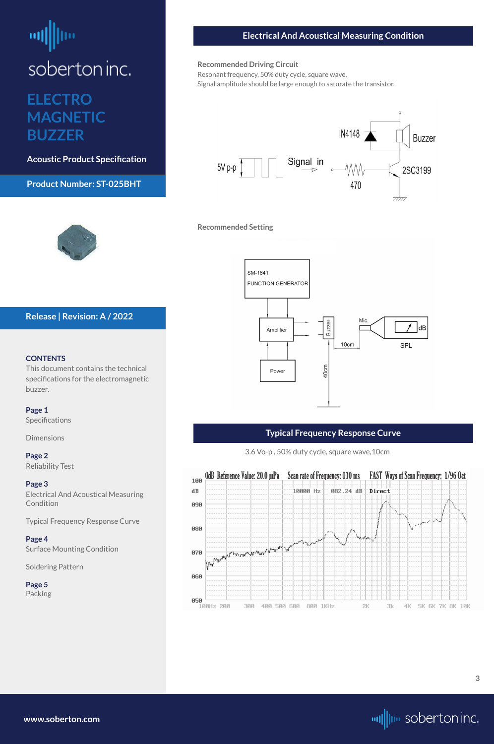# ELECTRO MAGNETIC BUZZER

**Acoustic Product Specification**

**Product Number: ST-025BHT**

**Release | Revision: A / 2022**

**CONTENTS**

This document contains the technical specifications for the electromagnetic buzzer.

**Page 1**
Specifications

Dimensions

**Page 2**
Reliability Test

**Page 3**
Electrical And Acoustical Measuring Condition

Typical Frequency Response Curve

**Page 4**
Surface Mounting Condition

Soldering Pattern

**Page 5**
Packing

## Electrical And Acoustical Measuring Condition

**Recommended Driving Circuit**

Resonant frequency, 50% duty cycle, square wave.
Signal amplitude should be large enough to saturate the transistor.

**Recommended Setting**

## Typical Frequency Response Curve

3.6 Vo-p , 50% duty cycle, square wave,10cm

www.soberton.com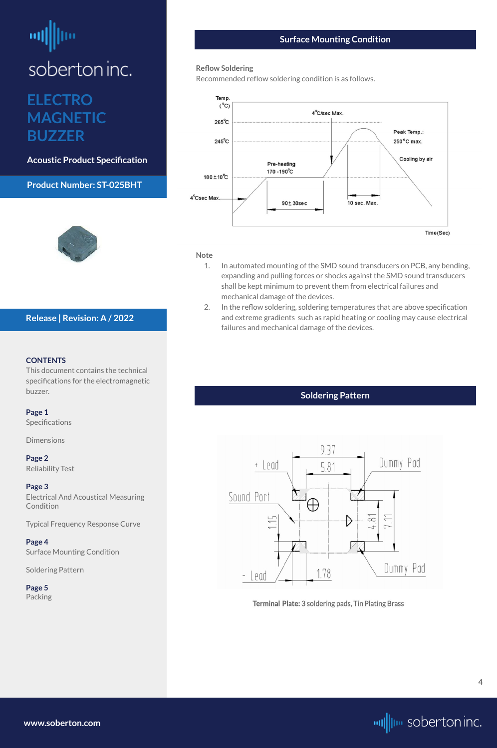# soberton inc.

## ELECTRO MAGNETIC BUZZER

**Acoustic Product Specification**

**Product Number: ST-025BHT**

**Release | Revision: A / 2022**

**CONTENTS**

This document contains the technical specifications for the electromagnetic buzzer.

**Page 1**
Specifications

Dimensions

**Page 2**
Reliability Test

**Page 3**
Electrical And Acoustical Measuring Condition

Typical Frequency Response Curve

**Page 4**
Surface Mounting Condition

Soldering Pattern

**Page 5**
Packing

## Surface Mounting Condition

**Reflow Soldering**

Recommended reflow soldering condition is as follows.

Temp. (°C)
265°C
245°C
180±10°C
4°Csec Max.
4°C/sec Max.
Pre-heating 170 -190°C
90± 30sec
Peak Temp.: 250°C max.
10 sec. Max.
Cooling by air
Time(Sec)

**Note**

1. In automated mounting of the SMD sound transducers on PCB, any bending, expanding and pulling forces or shocks against the SMD sound transducers shall be kept minimum to prevent them from electrical failures and mechanical damage of the devices.
2. In the reflow soldering, soldering temperatures that are above specification and extreme gradients such as rapid heating or cooling may cause electrical failures and mechanical damage of the devices.

## Soldering Pattern

+ Lead
- Lead
Sound Port
Dummy Pad
Dummy Pad
9.37
5.81
1.15
4.81
7.11
1.78

**Terminal Plate:** 3 soldering pads, Tin Plating Brass

www.soberton.com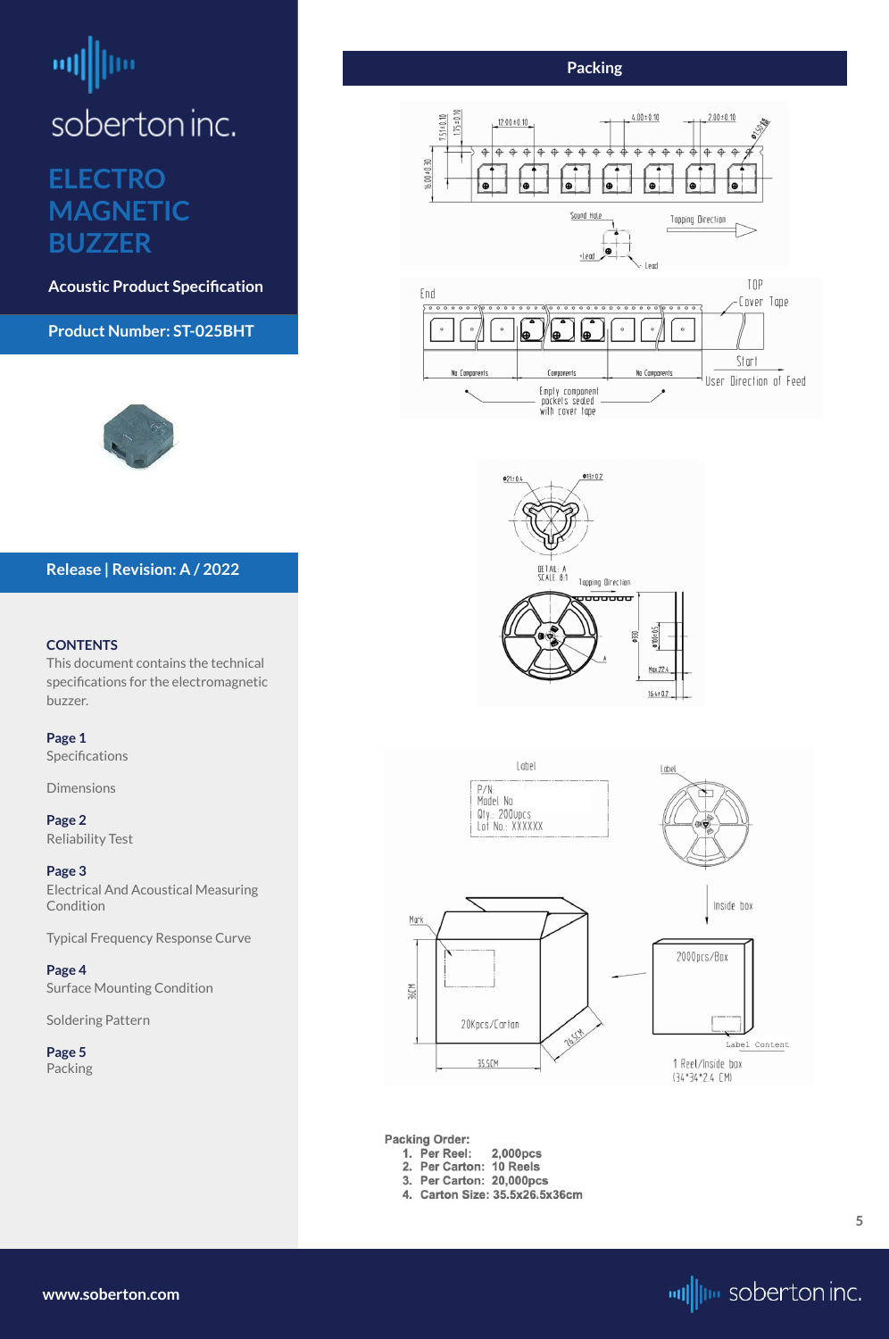soberton inc.

# ELECTRO MAGNETIC BUZZER

**Acoustic Product Specification**

**Product Number: ST-025BHT**

**Release | Revision: A / 2022**

**CONTENTS**

This document contains the technical specifications for the electromagnetic buzzer.

**Page 1**
Specifications

Dimensions

**Page 2**
Reliability Test

**Page 3**
Electrical And Acoustical Measuring Condition

Typical Frequency Response Curve

**Page 4**
Surface Mounting Condition

Soldering Pattern

**Page 5**
Packing

## Packing

7.51±0.10
1.75±0.10
12.00±0.10
4.00±0.10
2.00±0.10
Φ1.50+0.10
16.00±0.30
Sound Hole
Tapping Direction
+Lead
- Lead

End
TOP
Cover Tape
No Components
Components
No Components
Start
User Direction of Feed
Empty component pockets sealed with cover tape

Φ21±0.4
Φ13±0.2
DETAIL: A
SCALE 8:1
Tapping Direction
Φ330
Φ100±0.5
Max 22.4
16.4±0.2
A

Label
P/N:
Model No
Qty.: 200Ωpcs
Lot No.: XXXXXX

Label
Inside box
Mark
36CM
20Kpcs/Carton
35.5CM
26.5CM
2000pcs/Box
Label Content
1 Reel/Inside box
(34*34*2.4 CM)

**Packing Order:**

1. **Per Reel: 2,000pcs**
2. **Per Carton: 10 Reels**
3. **Per Carton: 20,000pcs**
4. **Carton Size: 35.5x26.5x36cm**

www.soberton.com